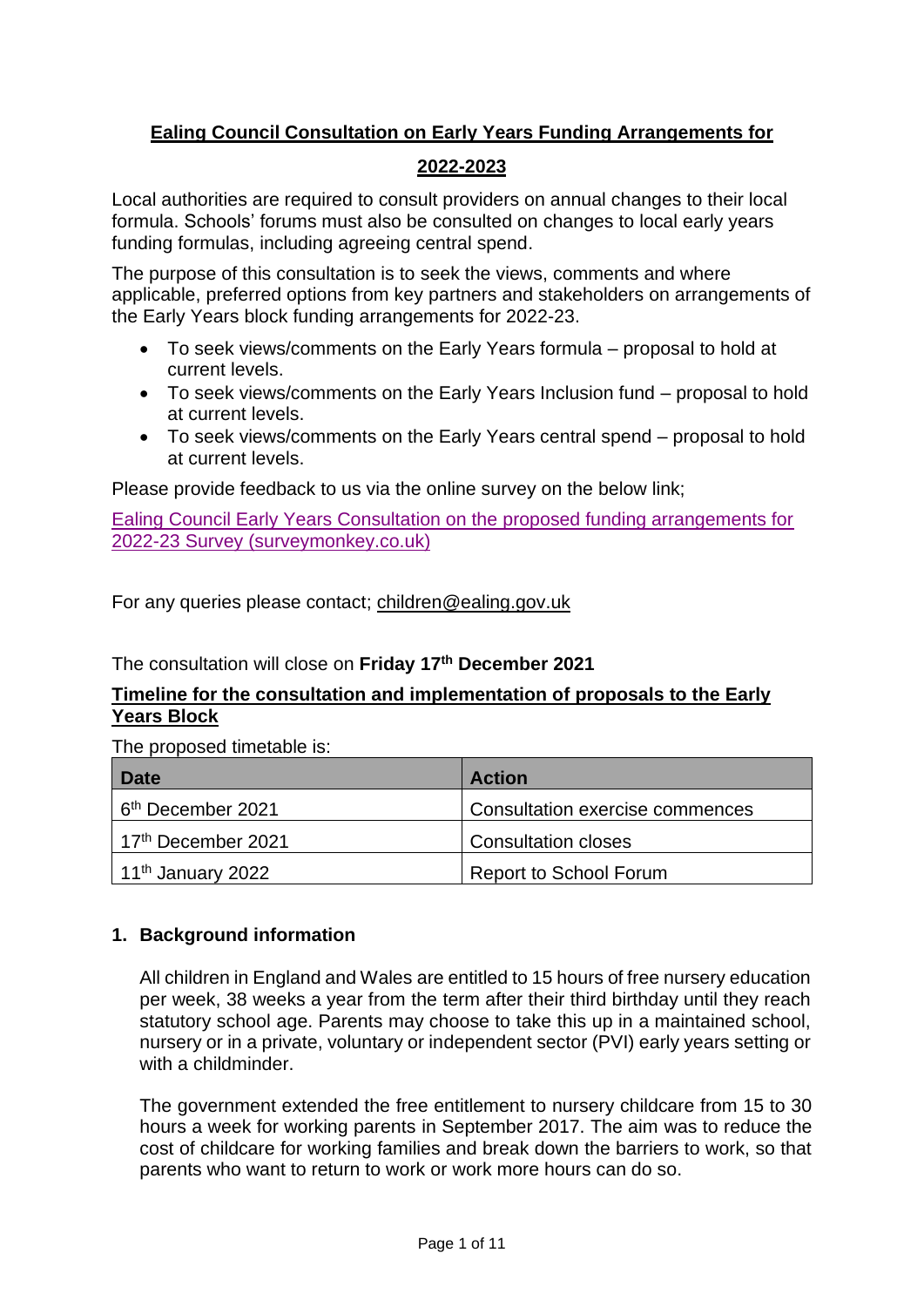# Ealing Council Consultation on Early Years Funding Arrangements for 2022-2023

Local authorities are required to consult providers on annual changes to their local formula. Schools' forums must also be consulted on changes to local early years funding formulas, including agreeing central spend.

The purpose of this consultation is to seek the views, comments and where applicable, preferred options from key partners and stakeholders on arrangements of the Early Years block funding arrangements for 2022-23.

- To seek views/comments on the Early Years formula – proposal to hold at current levels.
- To seek views/comments on the Early Years Inclusion fund – proposal to hold at current levels.
- To seek views/comments on the Early Years central spend – proposal to hold at current levels.

Please provide feedback to us via the online survey on the below link;

Ealing Council Early Years Consultation on the proposed funding arrangements for 2022-23 Survey (surveymonkey.co.uk)

For any queries please contact; children@ealing.gov.uk

The consultation will close on **Friday 17th December 2021**

## Timeline for the consultation and implementation of proposals to the Early Years Block

The proposed timetable is:

| Date | Action |
| --- | --- |
| 6th December 2021 | Consultation exercise commences |
| 17th December 2021 | Consultation closes |
| 11th January 2022 | Report to School Forum |

## 1. Background information

All children in England and Wales are entitled to 15 hours of free nursery education per week, 38 weeks a year from the term after their third birthday until they reach statutory school age. Parents may choose to take this up in a maintained school, nursery or in a private, voluntary or independent sector (PVI) early years setting or with a childminder.

The government extended the free entitlement to nursery childcare from 15 to 30 hours a week for working parents in September 2017. The aim was to reduce the cost of childcare for working families and break down the barriers to work, so that parents who want to return to work or work more hours can do so.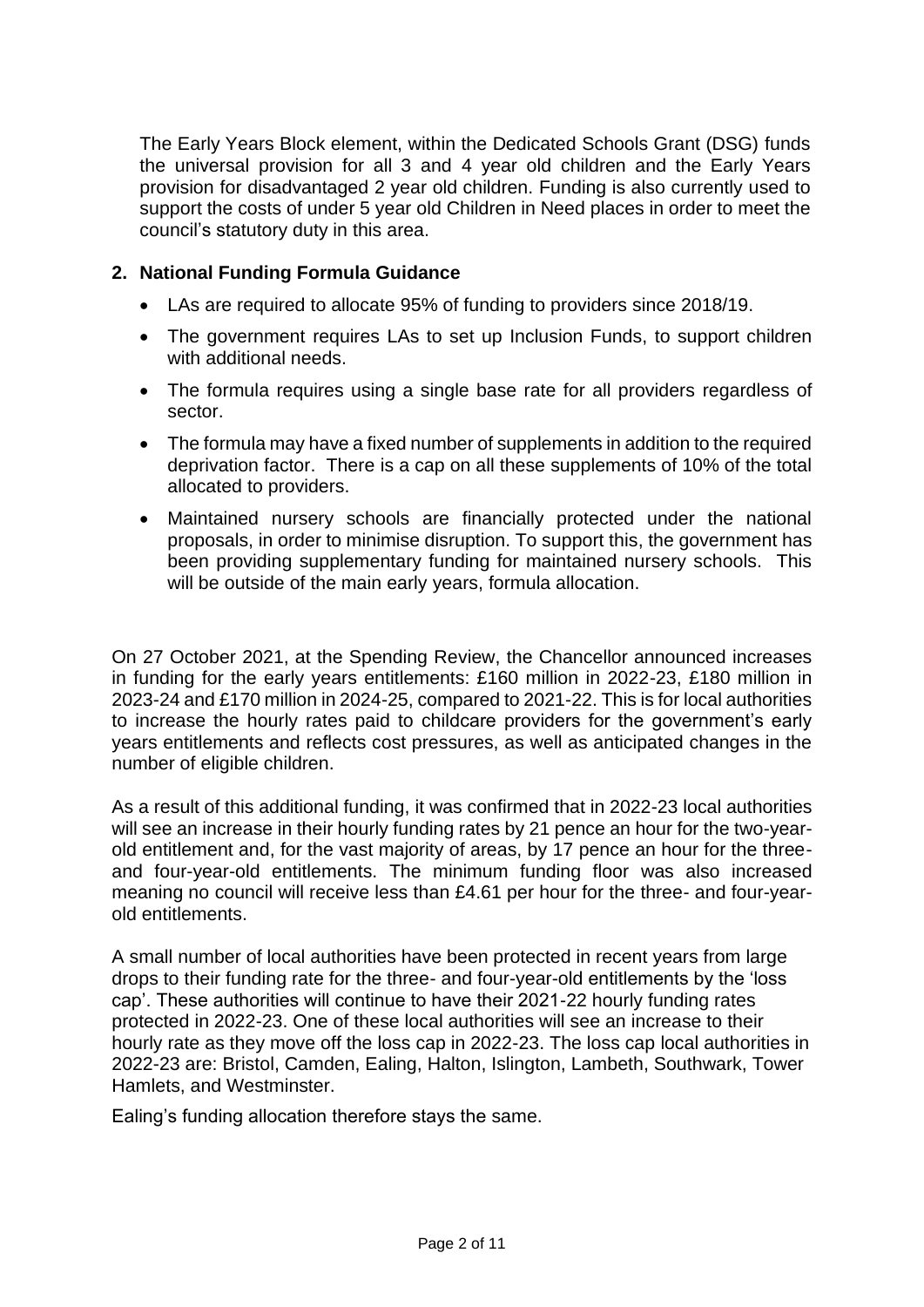The Early Years Block element, within the Dedicated Schools Grant (DSG) funds the universal provision for all 3 and 4 year old children and the Early Years provision for disadvantaged 2 year old children. Funding is also currently used to support the costs of under 5 year old Children in Need places in order to meet the council's statutory duty in this area.

## 2. National Funding Formula Guidance

- LAs are required to allocate 95% of funding to providers since 2018/19.
- The government requires LAs to set up Inclusion Funds, to support children with additional needs.
- The formula requires using a single base rate for all providers regardless of sector.
- The formula may have a fixed number of supplements in addition to the required deprivation factor. There is a cap on all these supplements of 10% of the total allocated to providers.
- Maintained nursery schools are financially protected under the national proposals, in order to minimise disruption. To support this, the government has been providing supplementary funding for maintained nursery schools. This will be outside of the main early years, formula allocation.

On 27 October 2021, at the Spending Review, the Chancellor announced increases in funding for the early years entitlements: £160 million in 2022-23, £180 million in 2023-24 and £170 million in 2024-25, compared to 2021-22. This is for local authorities to increase the hourly rates paid to childcare providers for the government's early years entitlements and reflects cost pressures, as well as anticipated changes in the number of eligible children.

As a result of this additional funding, it was confirmed that in 2022-23 local authorities will see an increase in their hourly funding rates by 21 pence an hour for the two-year-old entitlement and, for the vast majority of areas, by 17 pence an hour for the three- and four-year-old entitlements. The minimum funding floor was also increased meaning no council will receive less than £4.61 per hour for the three- and four-year-old entitlements.

A small number of local authorities have been protected in recent years from large drops to their funding rate for the three- and four-year-old entitlements by the 'loss cap'. These authorities will continue to have their 2021-22 hourly funding rates protected in 2022-23. One of these local authorities will see an increase to their hourly rate as they move off the loss cap in 2022-23. The loss cap local authorities in 2022-23 are: Bristol, Camden, Ealing, Halton, Islington, Lambeth, Southwark, Tower Hamlets, and Westminster.

Ealing's funding allocation therefore stays the same.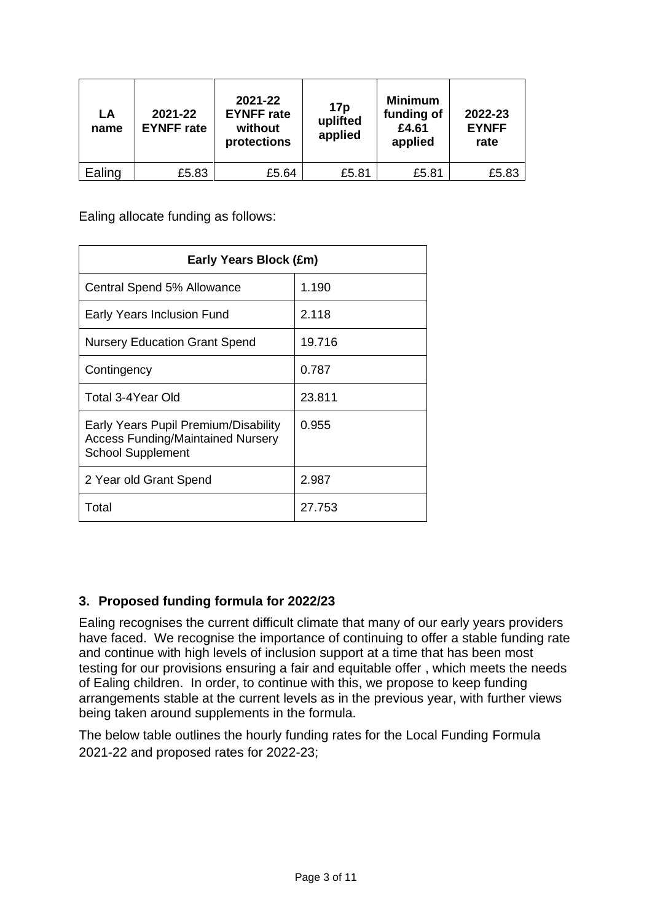| LA name | 2021-22 EYNFF rate | 2021-22 EYNFF rate without protections | 17p uplifted applied | Minimum funding of £4.61 applied | 2022-23 EYNFF rate |
|---|---|---|---|---|---|
| Ealing | £5.83 | £5.64 | £5.81 | £5.81 | £5.83 |

Ealing allocate funding as follows:

| Early Years Block (£m) | |
|---|---|
| Central Spend 5% Allowance | 1.190 |
| Early Years Inclusion Fund | 2.118 |
| Nursery Education Grant Spend | 19.716 |
| Contingency | 0.787 |
| Total 3-4Year Old | 23.811 |
| Early Years Pupil Premium/Disability Access Funding/Maintained Nursery School Supplement | 0.955 |
| 2 Year old Grant Spend | 2.987 |
| Total | 27.753 |

## 3. Proposed funding formula for 2022/23

Ealing recognises the current difficult climate that many of our early years providers have faced. We recognise the importance of continuing to offer a stable funding rate and continue with high levels of inclusion support at a time that has been most testing for our provisions ensuring a fair and equitable offer , which meets the needs of Ealing children. In order, to continue with this, we propose to keep funding arrangements stable at the current levels as in the previous year, with further views being taken around supplements in the formula.

The below table outlines the hourly funding rates for the Local Funding Formula 2021-22 and proposed rates for 2022-23;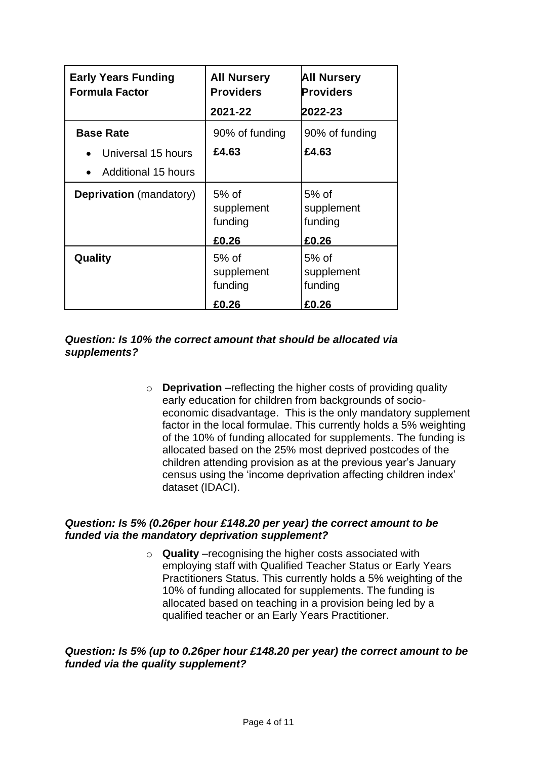| Early Years Funding Formula Factor | All Nursery Providers 2021-22 | All Nursery Providers 2022-23 |
|---|---|---|
| **Base Rate**<br>• Universal 15 hours<br>• Additional 15 hours | 90% of funding<br>**£4.63** | 90% of funding<br>**£4.63** |
| **Deprivation** (mandatory) | 5% of supplement funding<br>**£0.26** | 5% of supplement funding<br>**£0.26** |
| **Quality** | 5% of supplement funding<br>**£0.26** | 5% of supplement funding<br>**£0.26** |

***Question: Is 10% the correct amount that should be allocated via supplements?***

- **Deprivation** –reflecting the higher costs of providing quality early education for children from backgrounds of socio-economic disadvantage. This is the only mandatory supplement factor in the local formulae. This currently holds a 5% weighting of the 10% of funding allocated for supplements. The funding is allocated based on the 25% most deprived postcodes of the children attending provision as at the previous year's January census using the 'income deprivation affecting children index' dataset (IDACI).

***Question: Is 5% (0.26per hour £148.20 per year) the correct amount to be funded via the mandatory deprivation supplement?***

- **Quality** –recognising the higher costs associated with employing staff with Qualified Teacher Status or Early Years Practitioners Status. This currently holds a 5% weighting of the 10% of funding allocated for supplements. The funding is allocated based on teaching in a provision being led by a qualified teacher or an Early Years Practitioner.

***Question: Is 5% (up to 0.26per hour £148.20 per year) the correct amount to be funded via the quality supplement?***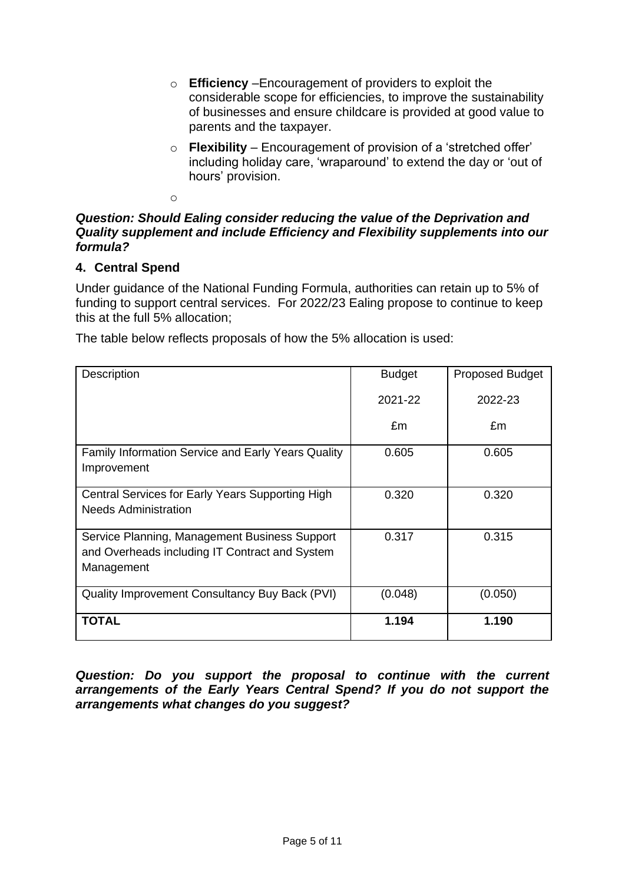- **Efficiency** –Encouragement of providers to exploit the considerable scope for efficiencies, to improve the sustainability of businesses and ensure childcare is provided at good value to parents and the taxpayer.
- **Flexibility** – Encouragement of provision of a 'stretched offer' including holiday care, 'wraparound' to extend the day or 'out of hours' provision.

***Question: Should Ealing consider reducing the value of the Deprivation and Quality supplement and include Efficiency and Flexibility supplements into our formula?***

## 4. Central Spend

Under guidance of the National Funding Formula, authorities can retain up to 5% of funding to support central services. For 2022/23 Ealing propose to continue to keep this at the full 5% allocation;

The table below reflects proposals of how the 5% allocation is used:

| Description | Budget 2021-22 £m | Proposed Budget 2022-23 £m |
|---|---|---|
| Family Information Service and Early Years Quality Improvement | 0.605 | 0.605 |
| Central Services for Early Years Supporting High Needs Administration | 0.320 | 0.320 |
| Service Planning, Management Business Support and Overheads including IT Contract and System Management | 0.317 | 0.315 |
| Quality Improvement Consultancy Buy Back (PVI) | (0.048) | (0.050) |
| **TOTAL** | **1.194** | **1.190** |

***Question: Do you support the proposal to continue with the current arrangements of the Early Years Central Spend? If you do not support the arrangements what changes do you suggest?***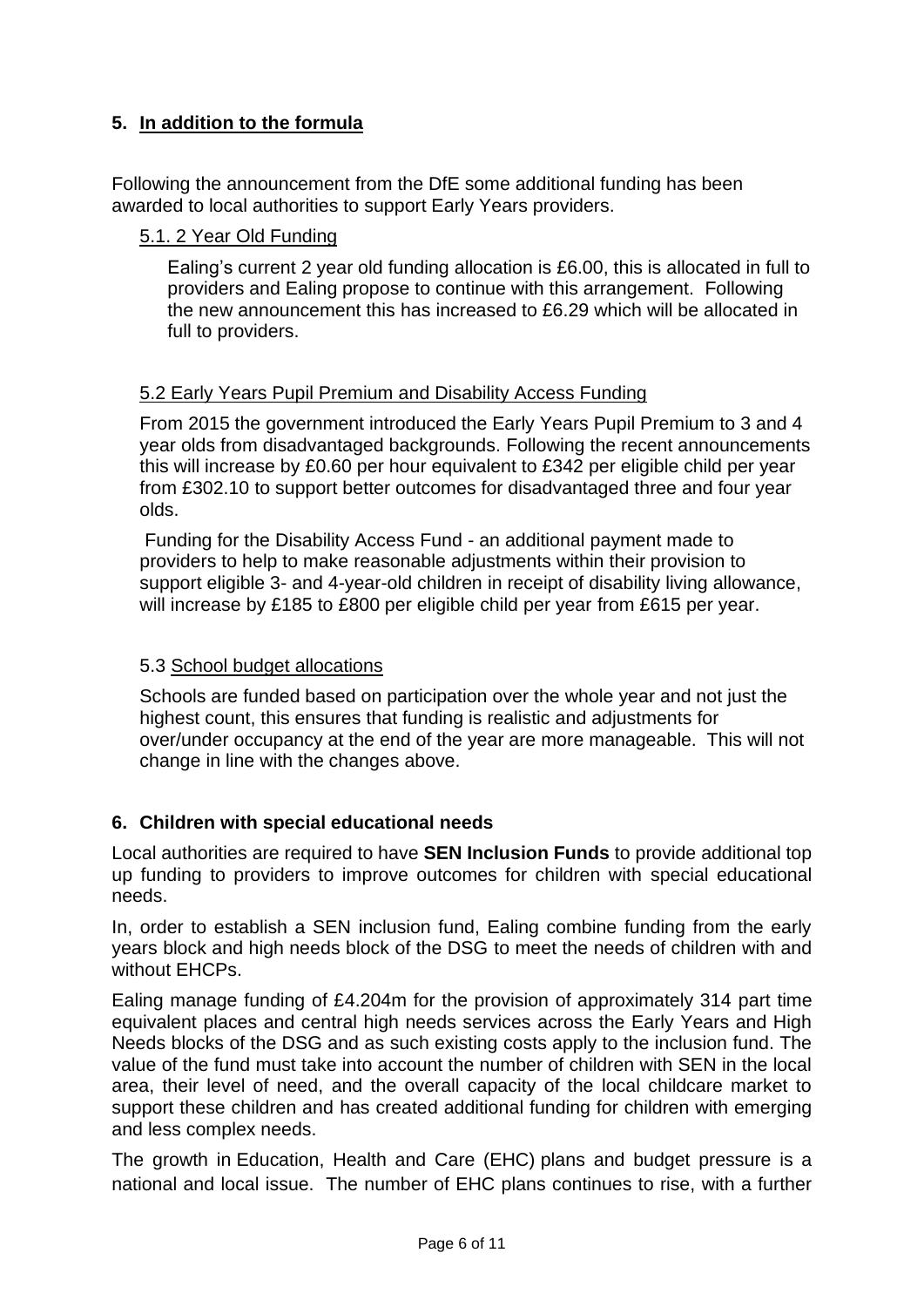## 5. In addition to the formula

Following the announcement from the DfE some additional funding has been awarded to local authorities to support Early Years providers.

### 5.1. 2 Year Old Funding

Ealing's current 2 year old funding allocation is £6.00, this is allocated in full to providers and Ealing propose to continue with this arrangement. Following the new announcement this has increased to £6.29 which will be allocated in full to providers.

### 5.2 Early Years Pupil Premium and Disability Access Funding

From 2015 the government introduced the Early Years Pupil Premium to 3 and 4 year olds from disadvantaged backgrounds. Following the recent announcements this will increase by £0.60 per hour equivalent to £342 per eligible child per year from £302.10 to support better outcomes for disadvantaged three and four year olds.

Funding for the Disability Access Fund - an additional payment made to providers to help to make reasonable adjustments within their provision to support eligible 3- and 4-year-old children in receipt of disability living allowance, will increase by £185 to £800 per eligible child per year from £615 per year.

### 5.3 School budget allocations

Schools are funded based on participation over the whole year and not just the highest count, this ensures that funding is realistic and adjustments for over/under occupancy at the end of the year are more manageable. This will not change in line with the changes above.

## 6. Children with special educational needs

Local authorities are required to have **SEN Inclusion Funds** to provide additional top up funding to providers to improve outcomes for children with special educational needs.

In, order to establish a SEN inclusion fund, Ealing combine funding from the early years block and high needs block of the DSG to meet the needs of children with and without EHCPs.

Ealing manage funding of £4.204m for the provision of approximately 314 part time equivalent places and central high needs services across the Early Years and High Needs blocks of the DSG and as such existing costs apply to the inclusion fund. The value of the fund must take into account the number of children with SEN in the local area, their level of need, and the overall capacity of the local childcare market to support these children and has created additional funding for children with emerging and less complex needs.

The growth in Education, Health and Care (EHC) plans and budget pressure is a national and local issue. The number of EHC plans continues to rise, with a further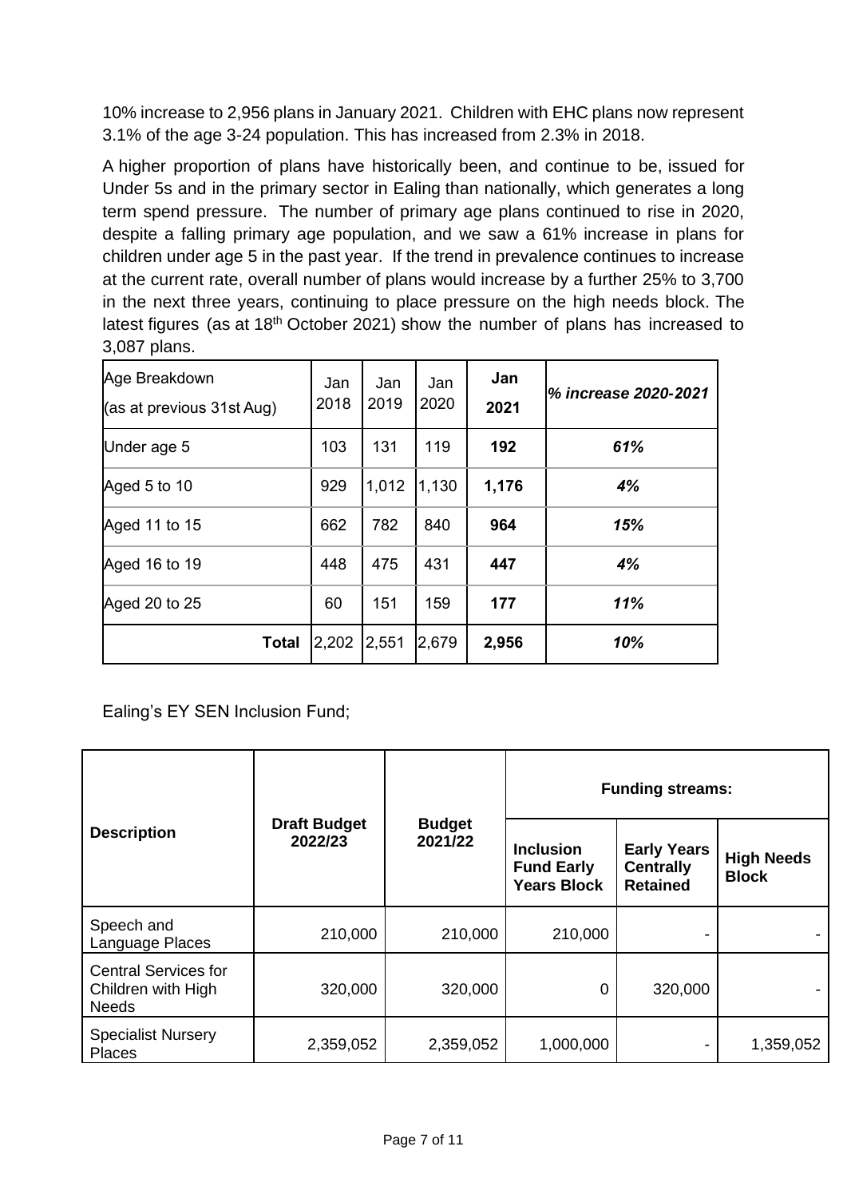10% increase to 2,956 plans in January 2021. Children with EHC plans now represent 3.1% of the age 3-24 population. This has increased from 2.3% in 2018.

A higher proportion of plans have historically been, and continue to be, issued for Under 5s and in the primary sector in Ealing than nationally, which generates a long term spend pressure. The number of primary age plans continued to rise in 2020, despite a falling primary age population, and we saw a 61% increase in plans for children under age 5 in the past year. If the trend in prevalence continues to increase at the current rate, overall number of plans would increase by a further 25% to 3,700 in the next three years, continuing to place pressure on the high needs block. The latest figures (as at 18th October 2021) show the number of plans has increased to 3,087 plans.

| Age Breakdown (as at previous 31st Aug) | Jan 2018 | Jan 2019 | Jan 2020 | **Jan 2021** | *% increase 2020-2021* |
|---|---|---|---|---|---|
| Under age 5 | 103 | 131 | 119 | **192** | ***61%*** |
| Aged 5 to 10 | 929 | 1,012 | 1,130 | **1,176** | ***4%*** |
| Aged 11 to 15 | 662 | 782 | 840 | **964** | ***15%*** |
| Aged 16 to 19 | 448 | 475 | 431 | **447** | ***4%*** |
| Aged 20 to 25 | 60 | 151 | 159 | **177** | ***11%*** |
| **Total** | 2,202 | 2,551 | 2,679 | **2,956** | ***10%*** |

Ealing's EY SEN Inclusion Fund;

| **Description** | **Draft Budget 2022/23** | **Budget 2021/22** | **Funding streams:** | | |
|---|---|---|---|---|---|
| | | | **Inclusion Fund Early Years Block** | **Early Years Centrally Retained** | **High Needs Block** |
| Speech and Language Places | 210,000 | 210,000 | 210,000 | - | - |
| Central Services for Children with High Needs | 320,000 | 320,000 | 0 | 320,000 | - |
| Specialist Nursery Places | 2,359,052 | 2,359,052 | 1,000,000 | - | 1,359,052 |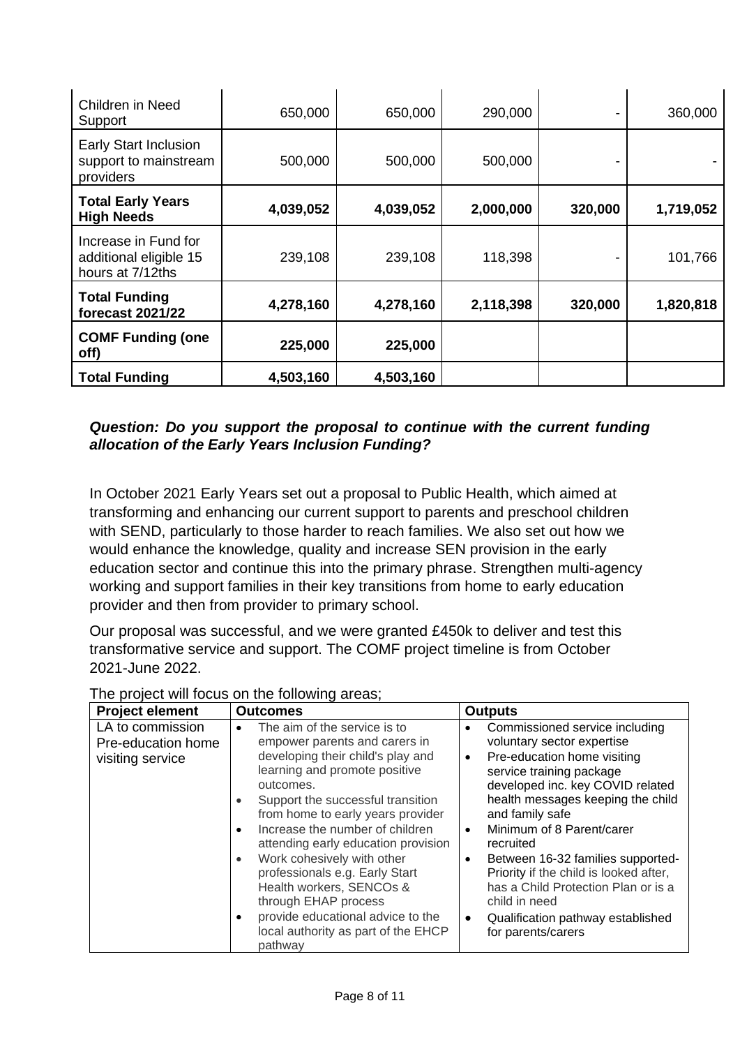| | | | | | |
|---|---|---|---|---|---|
| Children in Need Support | 650,000 | 650,000 | 290,000 | - | 360,000 |
| Early Start Inclusion support to mainstream providers | 500,000 | 500,000 | 500,000 | - | - |
| **Total Early Years High Needs** | **4,039,052** | **4,039,052** | **2,000,000** | **320,000** | **1,719,052** |
| Increase in Fund for additional eligible 15 hours at 7/12ths | 239,108 | 239,108 | 118,398 | - | 101,766 |
| **Total Funding forecast 2021/22** | **4,278,160** | **4,278,160** | **2,118,398** | **320,000** | **1,820,818** |
| **COMF Funding (one off)** | **225,000** | **225,000** | | | |
| **Total Funding** | **4,503,160** | **4,503,160** | | | |

***Question: Do you support the proposal to continue with the current funding allocation of the Early Years Inclusion Funding?***

In October 2021 Early Years set out a proposal to Public Health, which aimed at transforming and enhancing our current support to parents and preschool children with SEND, particularly to those harder to reach families. We also set out how we would enhance the knowledge, quality and increase SEN provision in the early education sector and continue this into the primary phrase. Strengthen multi-agency working and support families in their key transitions from home to early education provider and then from provider to primary school.

Our proposal was successful, and we were granted £450k to deliver and test this transformative service and support. The COMF project timeline is from October 2021-June 2022.

The project will focus on the following areas;

| Project element | Outcomes | Outputs |
|---|---|---|
| LA to commission Pre-education home visiting service | • The aim of the service is to empower parents and carers in developing their child's play and learning and promote positive outcomes.<br>• Support the successful transition from home to early years provider<br>• Increase the number of children attending early education provision<br>• Work cohesively with other professionals e.g. Early Start Health workers, SENCOs & through EHAP process<br>• provide educational advice to the local authority as part of the EHCP pathway | • Commissioned service including voluntary sector expertise<br>• Pre-education home visiting service training package developed inc. key COVID related health messages keeping the child and family safe<br>• Minimum of 8 Parent/carer recruited<br>• Between 16-32 families supported- Priority if the child is looked after, has a Child Protection Plan or is a child in need<br>• Qualification pathway established for parents/carers |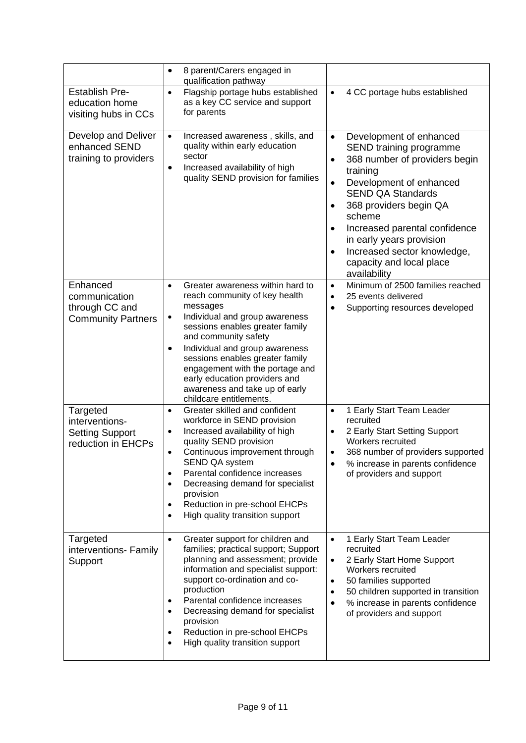| | | |
|---|---|---|
| | • 8 parent/Carers engaged in qualification pathway | |
| Establish Pre-education home visiting hubs in CCs | • Flagship portage hubs established as a key CC service and support for parents | • 4 CC portage hubs established |
| Develop and Deliver enhanced SEND training to providers | • Increased awareness , skills, and quality within early education sector<br>• Increased availability of high quality SEND provision for families | • Development of enhanced SEND training programme<br>• 368 number of providers begin training<br>• Development of enhanced SEND QA Standards<br>• 368 providers begin QA scheme<br>• Increased parental confidence in early years provision<br>• Increased sector knowledge, capacity and local place availability |
| Enhanced communication through CC and Community Partners | • Greater awareness within hard to reach community of key health messages<br>• Individual and group awareness sessions enables greater family and community safety<br>• Individual and group awareness sessions enables greater family engagement with the portage and early education providers and awareness and take up of early childcare entitlements. | • Minimum of 2500 families reached<br>• 25 events delivered<br>• Supporting resources developed |
| Targeted interventions-Setting Support reduction in EHCPs | • Greater skilled and confident workforce in SEND provision<br>• Increased availability of high quality SEND provision<br>• Continuous improvement through SEND QA system<br>• Parental confidence increases<br>• Decreasing demand for specialist provision<br>• Reduction in pre-school EHCPs<br>• High quality transition support | • 1 Early Start Team Leader recruited<br>• 2 Early Start Setting Support Workers recruited<br>• 368 number of providers supported<br>• % increase in parents confidence of providers and support |
| Targeted interventions- Family Support | • Greater support for children and families; practical support; Support planning and assessment; provide information and specialist support: support co-ordination and co-production<br>• Parental confidence increases<br>• Decreasing demand for specialist provision<br>• Reduction in pre-school EHCPs<br>• High quality transition support | • 1 Early Start Team Leader recruited<br>• 2 Early Start Home Support Workers recruited<br>• 50 families supported<br>• 50 children supported in transition<br>• % increase in parents confidence of providers and support |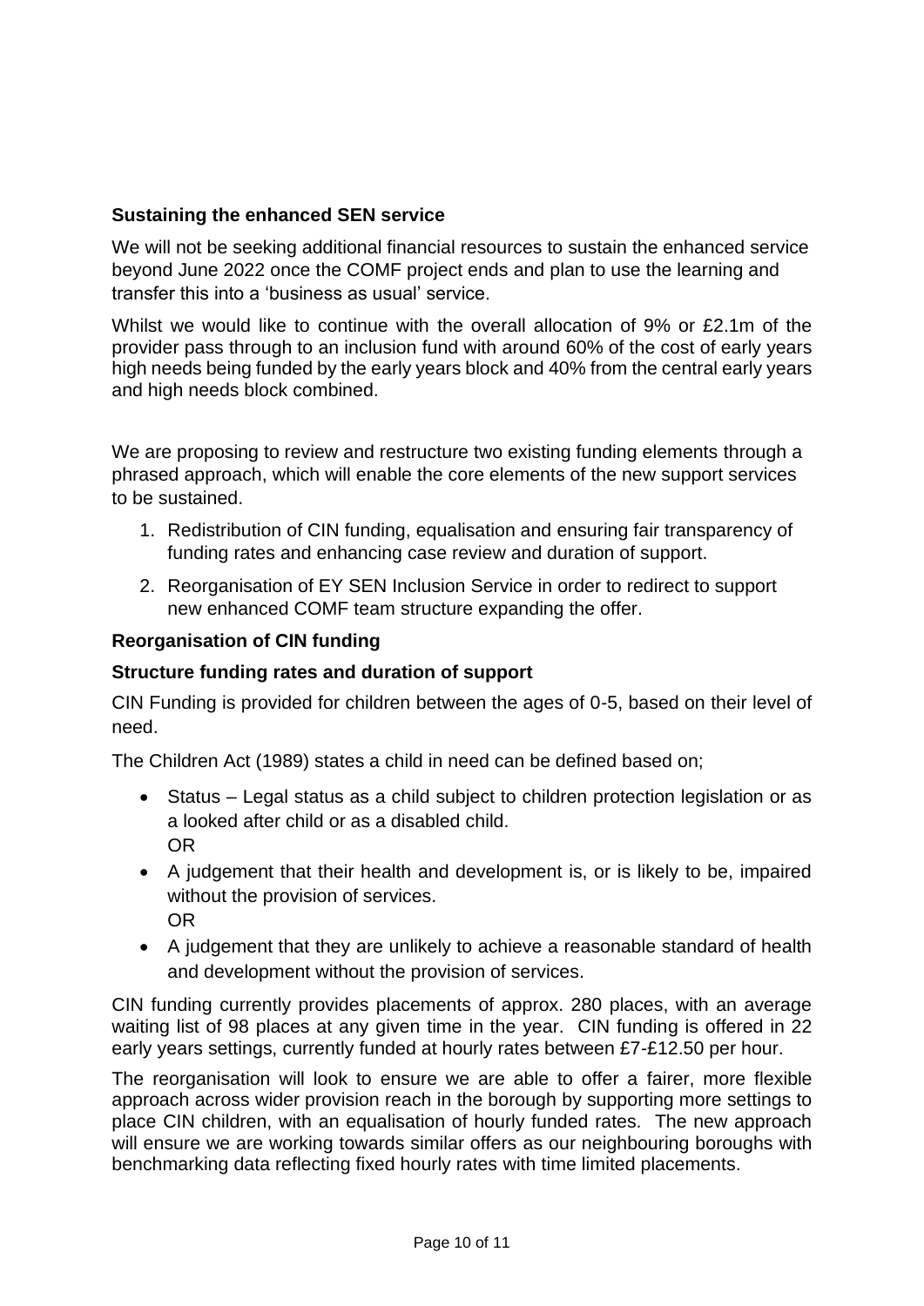**Sustaining the enhanced SEN service**

We will not be seeking additional financial resources to sustain the enhanced service beyond June 2022 once the COMF project ends and plan to use the learning and transfer this into a 'business as usual' service.

Whilst we would like to continue with the overall allocation of 9% or £2.1m of the provider pass through to an inclusion fund with around 60% of the cost of early years high needs being funded by the early years block and 40% from the central early years and high needs block combined.

We are proposing to review and restructure two existing funding elements through a phrased approach, which will enable the core elements of the new support services to be sustained.

1. Redistribution of CIN funding, equalisation and ensuring fair transparency of funding rates and enhancing case review and duration of support.
2. Reorganisation of EY SEN Inclusion Service in order to redirect to support new enhanced COMF team structure expanding the offer.

**Reorganisation of CIN funding**

**Structure funding rates and duration of support**

CIN Funding is provided for children between the ages of 0-5, based on their level of need.

The Children Act (1989) states a child in need can be defined based on;

- Status – Legal status as a child subject to children protection legislation or as a looked after child or as a disabled child.
  OR
- A judgement that their health and development is, or is likely to be, impaired without the provision of services.
  OR
- A judgement that they are unlikely to achieve a reasonable standard of health and development without the provision of services.

CIN funding currently provides placements of approx. 280 places, with an average waiting list of 98 places at any given time in the year. CIN funding is offered in 22 early years settings, currently funded at hourly rates between £7-£12.50 per hour.

The reorganisation will look to ensure we are able to offer a fairer, more flexible approach across wider provision reach in the borough by supporting more settings to place CIN children, with an equalisation of hourly funded rates. The new approach will ensure we are working towards similar offers as our neighbouring boroughs with benchmarking data reflecting fixed hourly rates with time limited placements.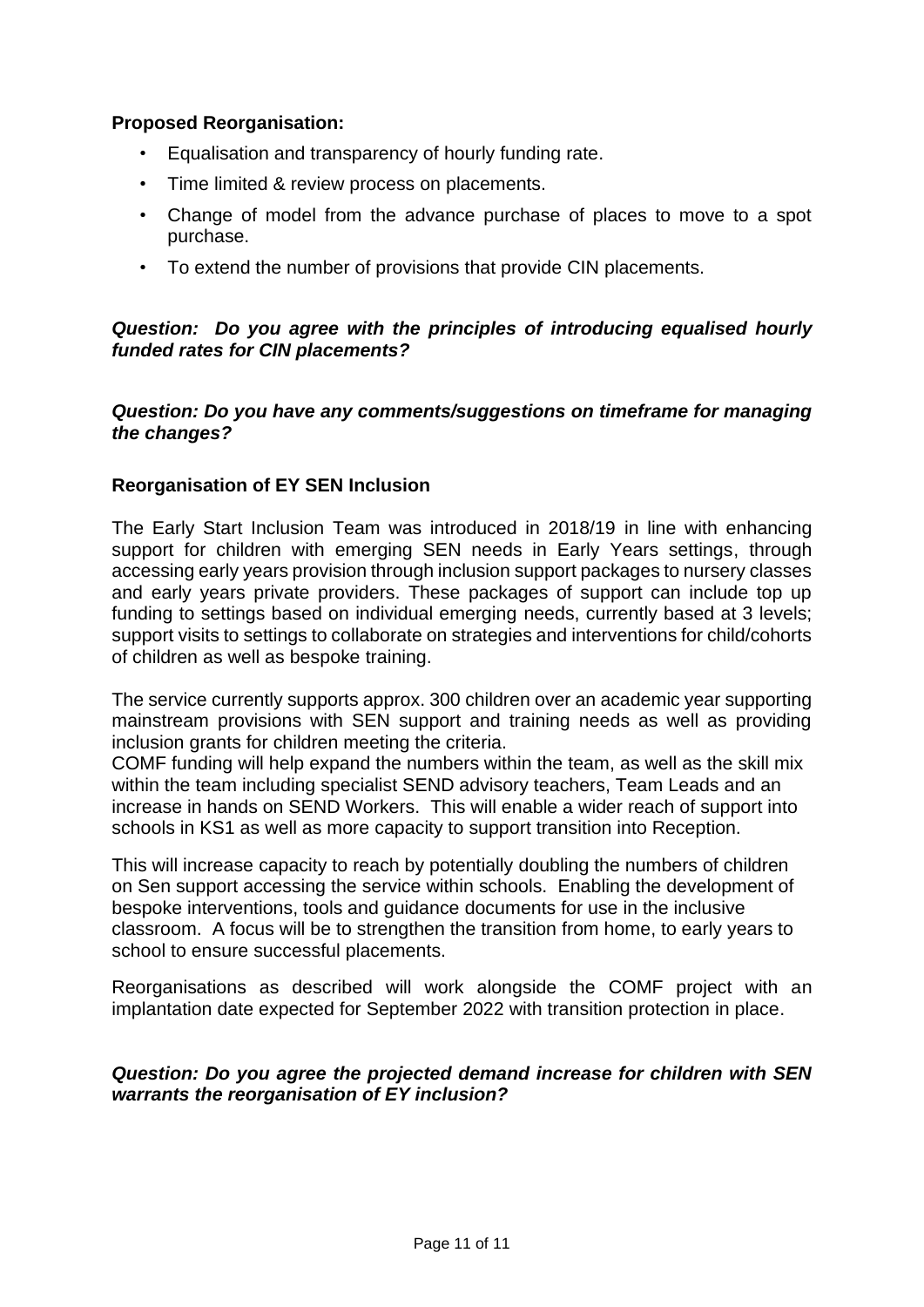**Proposed Reorganisation:**

- Equalisation and transparency of hourly funding rate.
- Time limited & review process on placements.
- Change of model from the advance purchase of places to move to a spot purchase.
- To extend the number of provisions that provide CIN placements.

***Question: Do you agree with the principles of introducing equalised hourly funded rates for CIN placements?***

***Question: Do you have any comments/suggestions on timeframe for managing the changes?***

**Reorganisation of EY SEN Inclusion**

The Early Start Inclusion Team was introduced in 2018/19 in line with enhancing support for children with emerging SEN needs in Early Years settings, through accessing early years provision through inclusion support packages to nursery classes and early years private providers. These packages of support can include top up funding to settings based on individual emerging needs, currently based at 3 levels; support visits to settings to collaborate on strategies and interventions for child/cohorts of children as well as bespoke training.

The service currently supports approx. 300 children over an academic year supporting mainstream provisions with SEN support and training needs as well as providing inclusion grants for children meeting the criteria.
COMF funding will help expand the numbers within the team, as well as the skill mix within the team including specialist SEND advisory teachers, Team Leads and an increase in hands on SEND Workers. This will enable a wider reach of support into schools in KS1 as well as more capacity to support transition into Reception.

This will increase capacity to reach by potentially doubling the numbers of children on Sen support accessing the service within schools. Enabling the development of bespoke interventions, tools and guidance documents for use in the inclusive classroom. A focus will be to strengthen the transition from home, to early years to school to ensure successful placements.

Reorganisations as described will work alongside the COMF project with an implantation date expected for September 2022 with transition protection in place.

***Question: Do you agree the projected demand increase for children with SEN warrants the reorganisation of EY inclusion?***